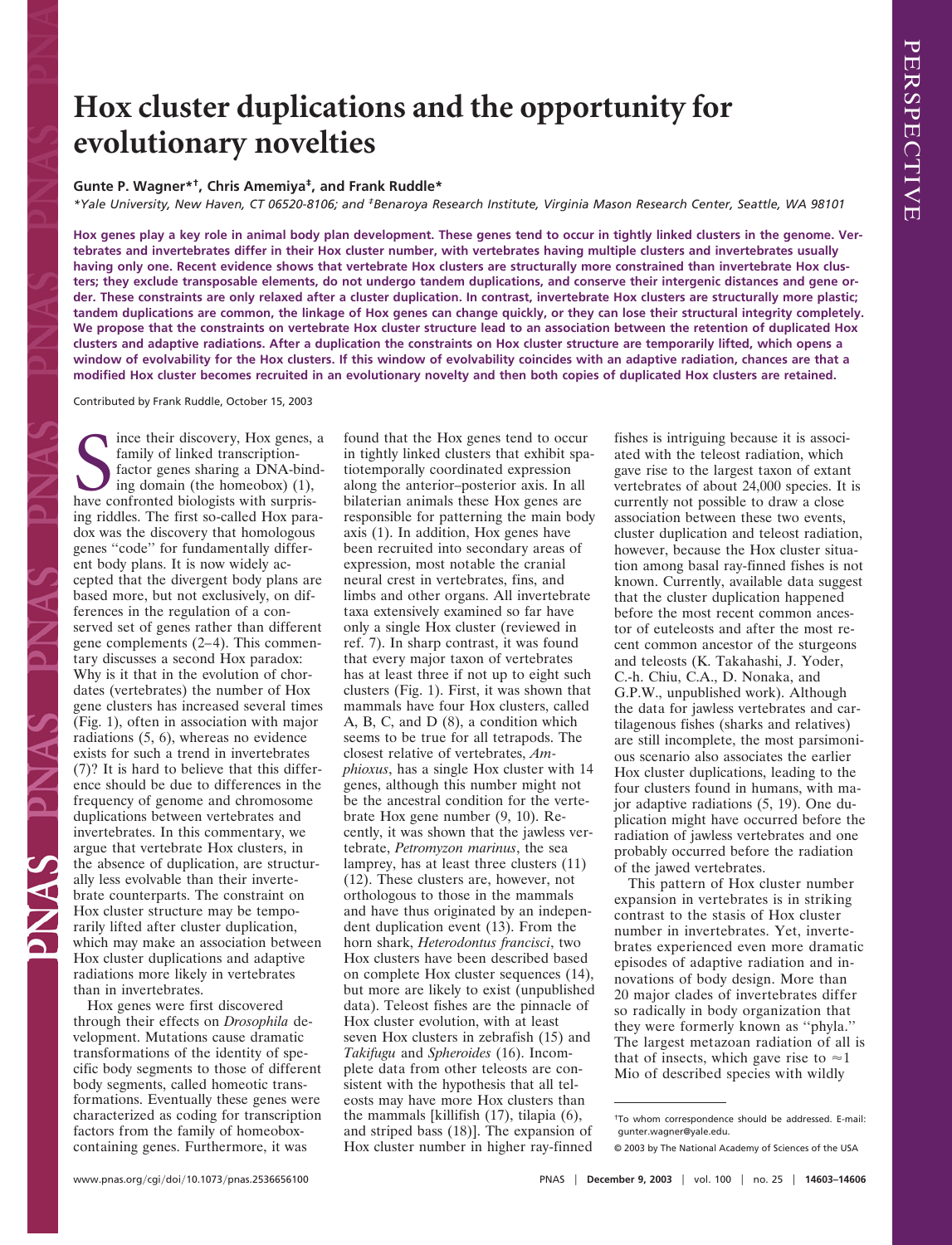# Hox cluster duplications and the opportunity for evolutionary novelties

**Gunte P. Wagner*†, Chris Amemiya‡, and Frank Ruddle***

*Yale University, New Haven, CT 06520-8106; and ‡Benaroya Research Institute, Virginia Mason Research Center, Seattle, WA 98101

**Hox genes play a key role in animal body plan development. These genes tend to occur in tightly linked clusters in the genome. Vertebrates and invertebrates differ in their Hox cluster number, with vertebrates having multiple clusters and invertebrates usually having only one. Recent evidence shows that vertebrate Hox clusters are structurally more constrained than invertebrate Hox clusters; they exclude transposable elements, do not undergo tandem duplications, and conserve their intergenic distances and gene order. These constraints are only relaxed after a cluster duplication. In contrast, invertebrate Hox clusters are structurally more plastic; tandem duplications are common, the linkage of Hox genes can change quickly, or they can lose their structural integrity completely. We propose that the constraints on vertebrate Hox cluster structure lead to an association between the retention of duplicated Hox clusters and adaptive radiations. After a duplication the constraints on Hox cluster structure are temporarily lifted, which opens a window of evolvability for the Hox clusters. If this window of evolvability coincides with an adaptive radiation, chances are that a modified Hox cluster becomes recruited in an evolutionary novelty and then both copies of duplicated Hox clusters are retained.**

Contributed by Frank Ruddle, October 15, 2003

Since their discovery, Hox genes, a family of linked transcription-factor genes sharing a DNA-binding domain (the homeobox) (1), have confronted biologists with surprising riddles. The first so-called Hox paradox was the discovery that homologous genes "code" for fundamentally different body plans. It is now widely accepted that the divergent body plans are based more, but not exclusively, on differences in the regulation of a conserved set of genes rather than different gene complements (2–4). This commentary discusses a second Hox paradox: Why is it that in the evolution of chordates (vertebrates) the number of Hox gene clusters has increased several times (Fig. 1), often in association with major radiations (5, 6), whereas no evidence exists for such a trend in invertebrates (7)? It is hard to believe that this difference should be due to differences in the frequency of genome and chromosome duplications between vertebrates and invertebrates. In this commentary, we argue that vertebrate Hox clusters, in the absence of duplication, are structurally less evolvable than their invertebrate counterparts. The constraint on Hox cluster structure may be temporarily lifted after cluster duplication, which may make an association between Hox cluster duplications and adaptive radiations more likely in vertebrates than in invertebrates.

Hox genes were first discovered through their effects on *Drosophila* development. Mutations cause dramatic transformations of the identity of specific body segments to those of different body segments, called homeotic transformations. Eventually these genes were characterized as coding for transcription factors from the family of homeobox-containing genes. Furthermore, it was found that the Hox genes tend to occur in tightly linked clusters that exhibit spatiotemporally coordinated expression along the anterior–posterior axis. In all bilaterian animals these Hox genes are responsible for patterning the main body axis (1). In addition, Hox genes have been recruited into secondary areas of expression, most notable the cranial neural crest in vertebrates, fins, and limbs and other organs. All invertebrate taxa extensively examined so far have only a single Hox cluster (reviewed in ref. 7). In sharp contrast, it was found that every major taxon of vertebrates has at least three if not up to eight such clusters (Fig. 1). First, it was shown that mammals have four Hox clusters, called A, B, C, and D (8), a condition which seems to be true for all tetrapods. The closest relative of vertebrates, *Amphioxus*, has a single Hox cluster with 14 genes, although this number might not be the ancestral condition for the vertebrate Hox gene number (9, 10). Recently, it was shown that the jawless vertebrate, *Petromyzon marinus*, the sea lamprey, has at least three clusters (11) (12). These clusters are, however, not orthologous to those in the mammals and have thus originated by an independent duplication event (13). From the horn shark, *Heterodontus francisci*, two Hox clusters have been described based on complete Hox cluster sequences (14), but more are likely to exist (unpublished data). Teleost fishes are the pinnacle of Hox cluster evolution, with at least seven Hox clusters in zebrafish (15) and *Takifugu* and *Spheroides* (16). Incomplete data from other teleosts are consistent with the hypothesis that all teleosts may have more Hox clusters than the mammals [killifish (17), tilapia (6), and striped bass (18)]. The expansion of Hox cluster number in higher ray-finned fishes is intriguing because it is associated with the teleost radiation, which gave rise to the largest taxon of extant vertebrates of about 24,000 species. It is currently not possible to draw a close association between these two events, cluster duplication and teleost radiation, however, because the Hox cluster situation among basal ray-finned fishes is not known. Currently, available data suggest that the cluster duplication happened before the most recent common ancestor of euteleosts and after the most recent common ancestor of the sturgeons and teleosts (K. Takahashi, J. Yoder, C.-h. Chiu, C.A., D. Nonaka, and G.P.W., unpublished work). Although the data for jawless vertebrates and cartilagenous fishes (sharks and relatives) are still incomplete, the most parsimonious scenario also associates the earlier Hox cluster duplications, leading to the four clusters found in humans, with major adaptive radiations (5, 19). One duplication might have occurred before the radiation of jawless vertebrates and one probably occurred before the radiation of the jawed vertebrates.

This pattern of Hox cluster number expansion in vertebrates is in striking contrast to the stasis of Hox cluster number in invertebrates. Yet, invertebrates experienced even more dramatic episodes of adaptive radiation and innovations of body design. More than 20 major clades of invertebrates differ so radically in body organization that they were formerly known as "phyla." The largest metazoan radiation of all is that of insects, which gave rise to ≈1 Mio of described species with wildly

†To whom correspondence should be addressed. E-mail: gunter.wagner@yale.edu.

© 2003 by The National Academy of Sciences of the USA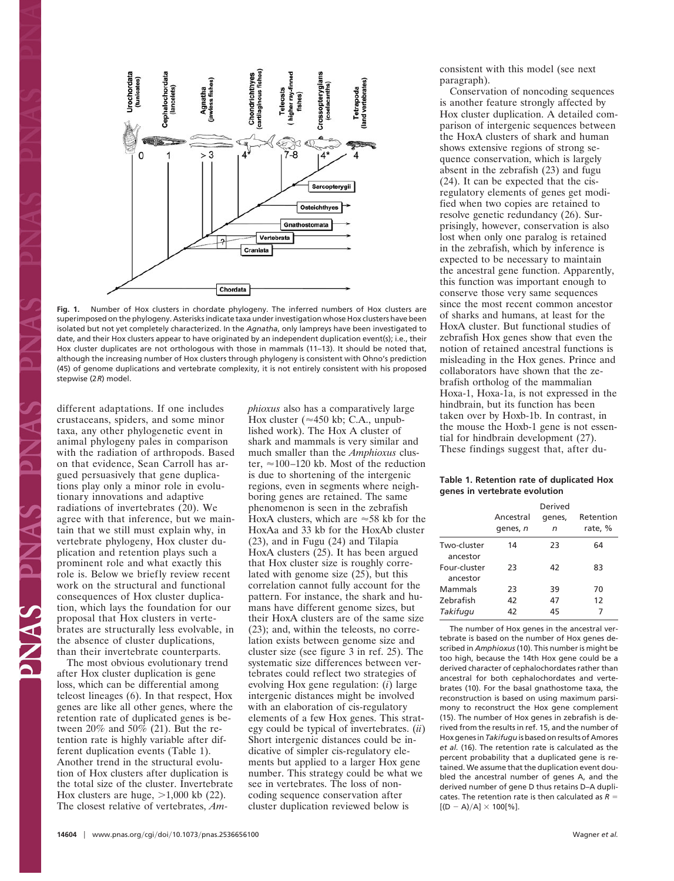**Fig. 1.** Number of Hox clusters in chordate phylogeny. The inferred numbers of Hox clusters are superimposed on the phylogeny. Asterisks indicate taxa under investigation whose Hox clusters have been isolated but not yet completely characterized. In the *Agnatha*, only lampreys have been investigated to date, and their Hox clusters appear to have originated by an independent duplication event(s); i.e., their Hox cluster duplicates are not orthologous with those in mammals (11–13). It should be noted that, although the increasing number of Hox clusters through phylogeny is consistent with Ohno's prediction (45) of genome duplications and vertebrate complexity, it is not entirely consistent with his proposed stepwise (2*R*) model.

different adaptations. If one includes crustaceans, spiders, and some minor taxa, any other phylogenetic event in animal phylogeny pales in comparison with the radiation of arthropods. Based on that evidence, Sean Carroll has argued persuasively that gene duplications play only a minor role in evolutionary innovations and adaptive radiations of invertebrates (20). We agree with that inference, but we maintain that we still must explain why, in vertebrate phylogeny, Hox cluster duplication and retention plays such a prominent role and what exactly this role is. Below we briefly review recent work on the structural and functional consequences of Hox cluster duplication, which lays the foundation for our proposal that Hox clusters in vertebrates are structurally less evolvable, in the absence of cluster duplications, than their invertebrate counterparts.

The most obvious evolutionary trend after Hox cluster duplication is gene loss, which can be differential among teleost lineages (6). In that respect, Hox genes are like all other genes, where the retention rate of duplicated genes is between 20% and 50% (21). But the retention rate is highly variable after different duplication events (Table 1). Another trend in the structural evolution of Hox clusters after duplication is the total size of the cluster. Invertebrate Hox clusters are huge, >1,000 kb (22). The closest relative of vertebrates, *Amphioxus* also has a comparatively large Hox cluster (≈450 kb; C.A., unpublished work). The Hox A cluster of shark and mammals is very similar and much smaller than the *Amphioxus* cluster, ≈100–120 kb. Most of the reduction is due to shortening of the intergenic regions, even in segments where neighboring genes are retained. The same phenomenon is seen in the zebrafish HoxA clusters, which are ≈58 kb for the HoxAa and 33 kb for the HoxAb cluster (23), and in Fugu (24) and Tilapia HoxA clusters (25). It has been argued that Hox cluster size is roughly correlated with genome size (25), but this correlation cannot fully account for the pattern. For instance, the shark and humans have different genome sizes, but their HoxA clusters are of the same size (23); and, within the teleosts, no correlation exists between genome size and cluster size (see figure 3 in ref. 25). The systematic size differences between vertebrates could reflect two strategies of evolving Hox gene regulation: (*i*) large intergenic distances might be involved with an elaboration of cis-regulatory elements of a few Hox genes. This strategy could be typical of invertebrates. (*ii*) Short intergenic distances could be indicative of simpler cis-regulatory elements but applied to a larger Hox gene number. This strategy could be what we see in vertebrates. The loss of noncoding sequence conservation after cluster duplication reviewed below is consistent with this model (see next paragraph).

Conservation of noncoding sequences is another feature strongly affected by Hox cluster duplication. A detailed comparison of intergenic sequences between the HoxA clusters of shark and human shows extensive regions of strong sequence conservation, which is largely absent in the zebrafish (23) and fugu (24). It can be expected that the cis-regulatory elements of genes get modified when two copies are retained to resolve genetic redundancy (26). Surprisingly, however, conservation is also lost when only one paralog is retained in the zebrafish, which by inference is expected to be necessary to maintain the ancestral gene function. Apparently, this function was important enough to conserve those very same sequences since the most recent common ancestor of sharks and humans, at least for the HoxA cluster. But functional studies of zebrafish Hox genes show that even the notion of retained ancestral functions is misleading in the Hox genes. Prince and collaborators have shown that the zebrafish ortholog of the mammalian Hoxa-1, Hoxa-1a, is not expressed in the hindbrain, but its function has been taken over by Hoxb-1b. In contrast, in the mouse the Hoxb-1 gene is not essential for hindbrain development (27). These findings suggest that, after du-

**Table 1. Retention rate of duplicated Hox genes in vertebrate evolution**

| | Ancestral genes, *n* | Derived genes, *n* | Retention rate, % |
|---|---|---|---|
| Two-cluster ancestor | 14 | 23 | 64 |
| Four-cluster ancestor | 23 | 42 | 83 |
| Mammals | 23 | 39 | 70 |
| Zebrafish | 42 | 47 | 12 |
| *Takifugu* | 42 | 45 | 7 |

The number of Hox genes in the ancestral vertebrate is based on the number of Hox genes described in *Amphioxus* (10). This number is might be too high, because the 14th Hox gene could be a derived character of cephalochordates rather than ancestral for both cephalochordates and vertebrates (10). For the basal gnathostome taxa, the reconstruction is based on using maximum parsimony to reconstruct the Hox gene complement (15). The number of Hox genes in zebrafish is derived from the results in ref. 15, and the number of Hox genes in *Takifugu* is based on results of Amores *et al.* (16). The retention rate is calculated as the percent probability that a duplicated gene is retained. We assume that the duplication event doubled the ancestral number of genes A, and the derived number of gene D thus retains D–A duplicates. The retention rate is then calculated as $R = [(D - A)/A] \times 100[\%]$.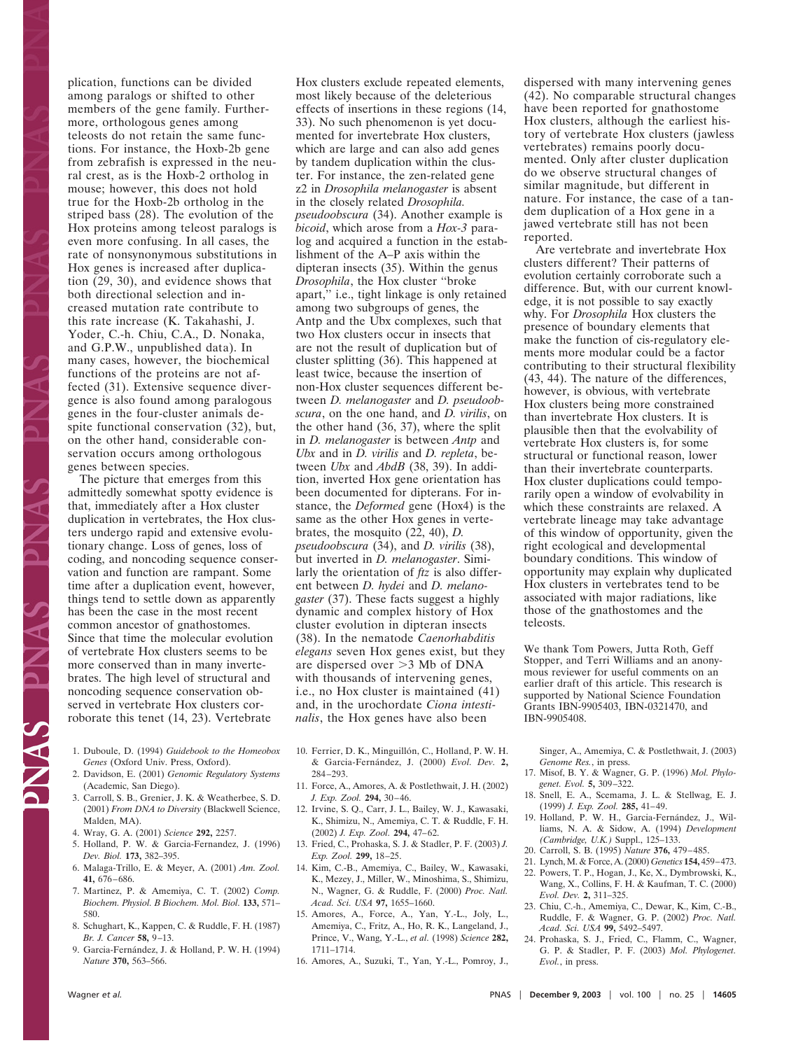plication, functions can be divided among paralogs or shifted to other members of the gene family. Furthermore, orthologous genes among teleosts do not retain the same functions. For instance, the Hoxb-2b gene from zebrafish is expressed in the neural crest, as is the Hoxb-2 ortholog in mouse; however, this does not hold true for the Hoxb-2b ortholog in the striped bass (28). The evolution of the Hox proteins among teleost paralogs is even more confusing. In all cases, the rate of nonsynonymous substitutions in Hox genes is increased after duplication (29, 30), and evidence shows that both directional selection and increased mutation rate contribute to this rate increase (K. Takahashi, J. Yoder, C.-h. Chiu, C.A., D. Nonaka, and G.P.W., unpublished data). In many cases, however, the biochemical functions of the proteins are not affected (31). Extensive sequence divergence is also found among paralogous genes in the four-cluster animals despite functional conservation (32), but, on the other hand, considerable conservation occurs among orthologous genes between species.

The picture that emerges from this admittedly somewhat spotty evidence is that, immediately after a Hox cluster duplication in vertebrates, the Hox clusters undergo rapid and extensive evolutionary change. Loss of genes, loss of coding, and noncoding sequence conservation and function are rampant. Some time after a duplication event, however, things tend to settle down as apparently has been the case in the most recent common ancestor of gnathostomes. Since that time the molecular evolution of vertebrate Hox clusters seems to be more conserved than in many invertebrates. The high level of structural and noncoding sequence conservation observed in vertebrate Hox clusters corroborate this tenet (14, 23). Vertebrate Hox clusters exclude repeated elements, most likely because of the deleterious effects of insertions in these regions (14, 33). No such phenomenon is yet documented for invertebrate Hox clusters, which are large and can also add genes by tandem duplication within the cluster. For instance, the zen-related gene z2 in *Drosophila melanogaster* is absent in the closely related *Drosophila. pseudoobscura* (34). Another example is *bicoid*, which arose from a *Hox-3* paralog and acquired a function in the establishment of the A–P axis within the dipteran insects (35). Within the genus *Drosophila*, the Hox cluster "broke apart," i.e., tight linkage is only retained among two subgroups of genes, the Antp and the Ubx complexes, such that two Hox clusters occur in insects that are not the result of duplication but of cluster splitting (36). This happened at least twice, because the insertion of non-Hox cluster sequences different between *D. melanogaster* and *D. pseudoobscura*, on the one hand, and *D. virilis*, on the other hand (36, 37), where the split in *D. melanogaster* is between *Antp* and *Ubx* and in *D. virilis* and *D. repleta*, between *Ubx* and *AbdB* (38, 39). In addition, inverted Hox gene orientation has been documented for dipterans. For instance, the *Deformed* gene (Hox4) is the same as the other Hox genes in vertebrates, the mosquito (22, 40), *D. pseudoobscura* (34), and *D. virilis* (38), but inverted in *D. melanogaster*. Similarly the orientation of *ftz* is also different between *D. hydei* and *D. melanogaster* (37). These facts suggest a highly dynamic and complex history of Hox cluster evolution in dipteran insects (38). In the nematode *Caenorhabditis elegans* seven Hox genes exist, but they are dispersed over >3 Mb of DNA with thousands of intervening genes, i.e., no Hox cluster is maintained (41) and, in the urochordate *Ciona intestinalis*, the Hox genes have also been dispersed with many intervening genes (42). No comparable structural changes have been reported for gnathostome Hox clusters, although the earliest history of vertebrate Hox clusters (jawless vertebrates) remains poorly documented. Only after cluster duplication do we observe structural changes of similar magnitude, but different in nature. For instance, the case of a tandem duplication of a Hox gene in a jawed vertebrate still has not been reported.

Are vertebrate and invertebrate Hox clusters different? Their patterns of evolution certainly corroborate such a difference. But, with our current knowledge, it is not possible to say exactly why. For *Drosophila* Hox clusters the presence of boundary elements that make the function of cis-regulatory elements more modular could be a factor contributing to their structural flexibility (43, 44). The nature of the differences, however, is obvious, with vertebrate Hox clusters being more constrained than invertebrate Hox clusters. It is plausible then that the evolvability of vertebrate Hox clusters is, for some structural or functional reason, lower than their invertebrate counterparts. Hox cluster duplications could temporarily open a window of evolvability in which these constraints are relaxed. A vertebrate lineage may take advantage of this window of opportunity, given the right ecological and developmental boundary conditions. This window of opportunity may explain why duplicated Hox clusters in vertebrates tend to be associated with major radiations, like those of the gnathostomes and the teleosts.

We thank Tom Powers, Jutta Roth, Geff Stopper, and Terri Williams and an anonymous reviewer for useful comments on an earlier draft of this article. This research is supported by National Science Foundation Grants IBN-9905403, IBN-0321470, and IBN-9905408.

1. Duboule, D. (1994) *Guidebook to the Homeobox Genes* (Oxford Univ. Press, Oxford).
2. Davidson, E. (2001) *Genomic Regulatory Systems* (Academic, San Diego).
3. Carroll, S. B., Grenier, J. K. & Weatherbee, S. D. (2001) *From DNA to Diversity* (Blackwell Science, Malden, MA).
4. Wray, G. A. (2001) *Science* **292,** 2257.
5. Holland, P. W. & Garcia-Fernandez, J. (1996) *Dev. Biol.* **173,** 382–395.
6. Malaga-Trillo, E. & Meyer, A. (2001) *Am. Zool.* **41,** 676–686.
7. Martinez, P. & Amemiya, C. T. (2002) *Comp. Biochem. Physiol. B Biochem. Mol. Biol.* **133,** 571–580.
8. Schughart, K., Kappen, C. & Ruddle, F. H. (1987) *Br. J. Cancer* **58,** 9–13.
9. Garcia-Fernández, J. & Holland, P. W. H. (1994) *Nature* **370,** 563–566.
10. Ferrier, D. K., Minguillón, C., Holland, P. W. H. & Garcia-Fernández, J. (2000) *Evol. Dev.* **2,** 284–293.
11. Force, A., Amores, A. & Postlethwait, J. H. (2002) *J. Exp. Zool.* **294,** 30–46.
12. Irvine, S. Q., Carr, J. L., Bailey, W. J., Kawasaki, K., Shimizu, N., Amemiya, C. T. & Ruddle, F. H. (2002) *J. Exp. Zool.* **294,** 47–62.
13. Fried, C., Prohaska, S. J. & Stadler, P. F. (2003) *J. Exp. Zool.* **299,** 18–25.
14. Kim, C.-B., Amemiya, C., Bailey, W., Kawasaki, K., Mezey, J., Miller, W., Minoshima, S., Shimizu, N., Wagner, G. & Ruddle, F. (2000) *Proc. Natl. Acad. Sci. USA* **97,** 1655–1660.
15. Amores, A., Force, A., Yan, Y.-L., Joly, L., Amemiya, C., Fritz, A., Ho, R. K., Langeland, J., Prince, V., Wang, Y.-L., *et al.* (1998) *Science* **282,** 1711–1714.
16. Amores, A., Suzuki, T., Yan, Y.-L., Pomroy, J., Singer, A., Amemiya, C. & Postlethwait, J. (2003) *Genome Res.*, in press.
17. Misof, B. Y. & Wagner, G. P. (1996) *Mol. Phylogenet. Evol.* **5,** 309–322.
18. Snell, E. A., Scemama, J. L. & Stellwag, E. J. (1999) *J. Exp. Zool.* **285,** 41–49.
19. Holland, P. W. H., Garcia-Fernández, J., Williams, N. A. & Sidow, A. (1994) *Development (Cambridge, U.K.)* Suppl., 125–133.
20. Carroll, S. B. (1995) *Nature* **376,** 479–485.
21. Lynch, M. & Force, A. (2000) *Genetics* **154,** 459–473.
22. Powers, T. P., Hogan, J., Ke, X., Dymbrowski, K., Wang, X., Collins, F. H. & Kaufman, T. C. (2000) *Evol. Dev.* **2,** 311–325.
23. Chiu, C.-h., Amemiya, C., Dewar, K., Kim, C.-B., Ruddle, F. H. & Wagner, G. P. (2002) *Proc. Natl. Acad. Sci. USA* **99,** 5492–5497.
24. Prohaska, S. J., Fried, C., Flamm, C., Wagner, G. P. & Stadler, P. F. (2003) *Mol. Phylogenet. Evol.*, in press.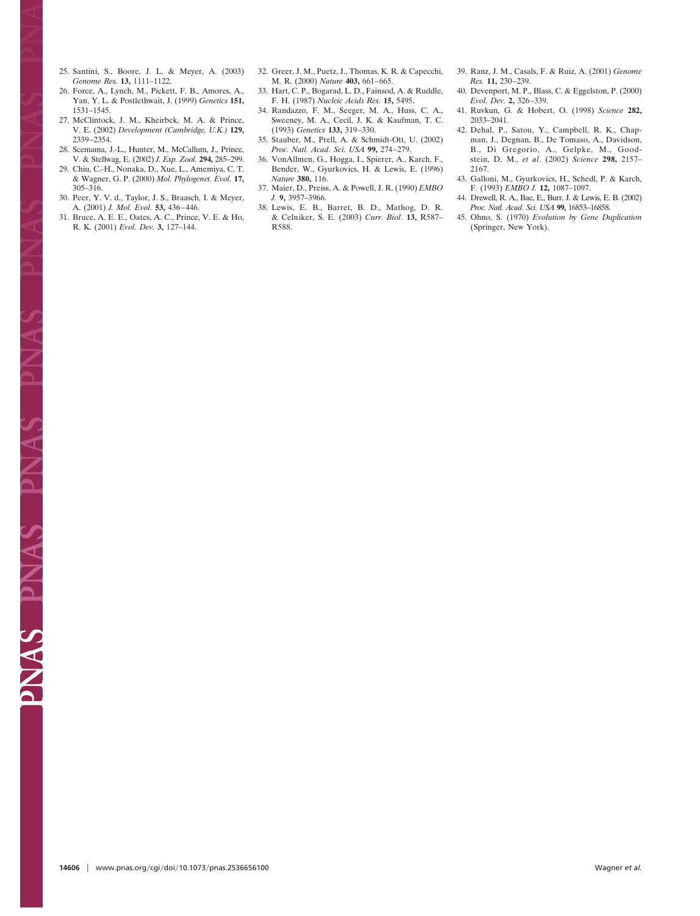25. Santini, S., Boore, J. L. & Meyer, A. (2003) *Genome Res.* **13,** 1111–1122.
26. Force, A., Lynch, M., Pickett, F. B., Amores, A., Yan, Y. L. & Postlethwait, J. (1999) *Genetics* **151,** 1531–1545.
27. McClintock, J. M., Kheirbek, M. A. & Prince, V. E. (2002) *Development (Cambridge, U.K.)* **129,** 2339–2354.
28. Scemama, J.-L., Hunter, M., McCallum, J., Prince, V. & Stellwag, E. (2002) *J. Exp. Zool.* **294,** 285–299.
29. Chiu, C.-H., Nonaka, D., Xue, L., Amemiya, C. T. & Wagner, G. P. (2000) *Mol. Phylogenet. Evol.* **17,** 305–316.
30. Peer, Y. V. d., Taylor, J. S., Braasch, I. & Meyer, A. (2001) *J. Mol. Evol.* **53,** 436–446.
31. Bruce, A. E. E., Oates, A. C., Prince, V. E. & Ho, R. K. (2001) *Evol. Dev.* **3,** 127–144.
32. Greer, J. M., Puetz, J., Thomas, K. R. & Capecchi, M. R. (2000) *Nature* **403,** 661–665.
33. Hart, C. P., Bogarad, L. D., Fainsod, A. & Ruddle, F. H. (1987) *Nucleic Acids Res.* **15,** 5495.
34. Randazzo, F. M., Seeger, M. A., Huss, C. A., Sweeney, M. A., Cecil, J. K. & Kaufman, T. C. (1993) *Genetics* **133,** 319–330.
35. Stauber, M., Prell, A. & Schmidt-Ott, U. (2002) *Proc. Natl. Acad. Sci. USA* **99,** 274–279.
36. VonAllmen, G., Hogga, I., Spierer, A., Karch, F., Bender, W., Gyurkovics, H. & Lewis, E. (1996) *Nature* **380,** 116.
37. Maier, D., Preiss, A. & Powell, J. R. (1990) *EMBO J.* **9,** 3957–3966.
38. Lewis, E. B., Barret, B. D., Mathog, D. R. & Celniker, S. E. (2003) *Curr. Biol.* **13,** R587–R588.
39. Ranz, J. M., Casals, F. & Ruiz, A. (2001) *Genome Res.* **11,** 230–239.
40. Devenport, M. P., Blass, C. & Eggelston, P. (2000) *Evol. Dev.* **2,** 326–339.
41. Ruvkun, G. & Hobert, O. (1998) *Science* **282,** 2033–2041.
42. Dehal, P., Satou, Y., Campbell, R. K., Chapman, J., Degnan, B., De Tomaso, A., Davidson, B., Di Gregorio, A., Gelpke, M., Goodstein, D. M., *et al*. (2002) *Science* **298,** 2157–2167.
43. Galloni, M., Gyurkovics, H., Schedl, P. & Karch, F. (1993) *EMBO J.* **12,** 1087–1097.
44. Drewell, R. A., Bae, E., Burr, J. & Lewis, E. B. (2002) *Proc. Natl. Acad. Sci. USA* **99,** 16853–16858.
45. Ohno, S. (1970) *Evolution by Gene Duplication* (Springer, New York).